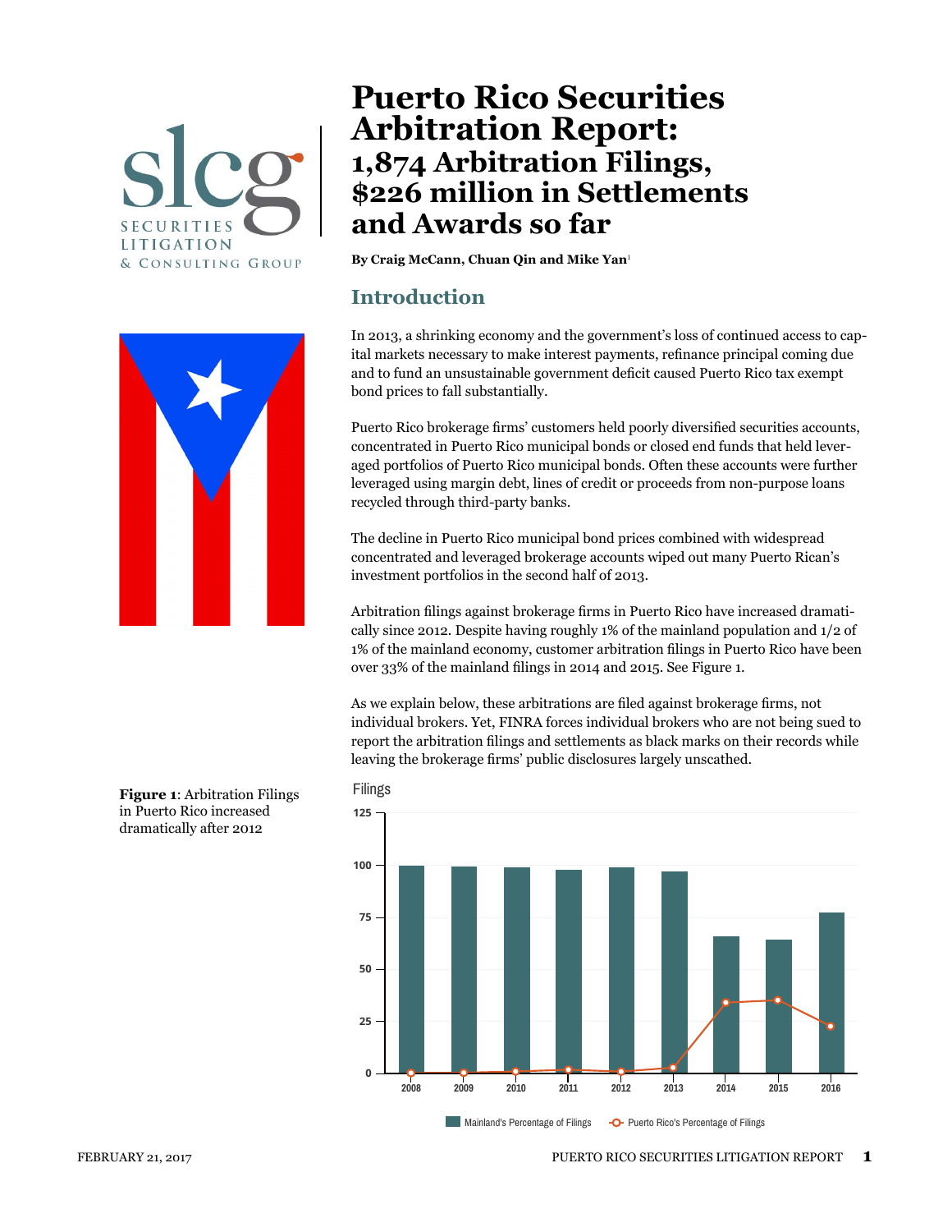# Puerto Rico Securities Arbitration Report: 1,874 Arbitration Filings, $226 million in Settlements and Awards so far

**By Craig McCann, Chuan Qin and Mike Yan**[1]

## Introduction

In 2013, a shrinking economy and the government's loss of continued access to capital markets necessary to make interest payments, refinance principal coming due and to fund an unsustainable government deficit caused Puerto Rico tax exempt bond prices to fall substantially.

Puerto Rico brokerage firms' customers held poorly diversified securities accounts, concentrated in Puerto Rico municipal bonds or closed end funds that held leveraged portfolios of Puerto Rico municipal bonds. Often these accounts were further leveraged using margin debt, lines of credit or proceeds from non-purpose loans recycled through third-party banks.

The decline in Puerto Rico municipal bond prices combined with widespread concentrated and leveraged brokerage accounts wiped out many Puerto Rican's investment portfolios in the second half of 2013.

Arbitration filings against brokerage firms in Puerto Rico have increased dramatically since 2012. Despite having roughly 1% of the mainland population and 1/2 of 1% of the mainland economy, customer arbitration filings in Puerto Rico have been over 33% of the mainland filings in 2014 and 2015. See Figure 1.

As we explain below, these arbitrations are filed against brokerage firms, not individual brokers. Yet, FINRA forces individual brokers who are not being sued to report the arbitration filings and settlements as black marks on their records while leaving the brokerage firms' public disclosures largely unscathed.

**Figure 1**: Arbitration Filings in Puerto Rico increased dramatically after 2012

| Year | Mainland's Percentage of Filings | Puerto Rico's Percentage of Filings |
|---|---|---|
| 2008 | ~100 | ~0 |
| 2009 | ~99 | ~0 |
| 2010 | ~99 | ~1 |
| 2011 | ~98 | ~2 |
| 2012 | ~99 | ~1 |
| 2013 | ~97 | ~3 |
| 2014 | ~66 | ~34 |
| 2015 | ~64 | ~35 |
| 2016 | ~77 | ~23 |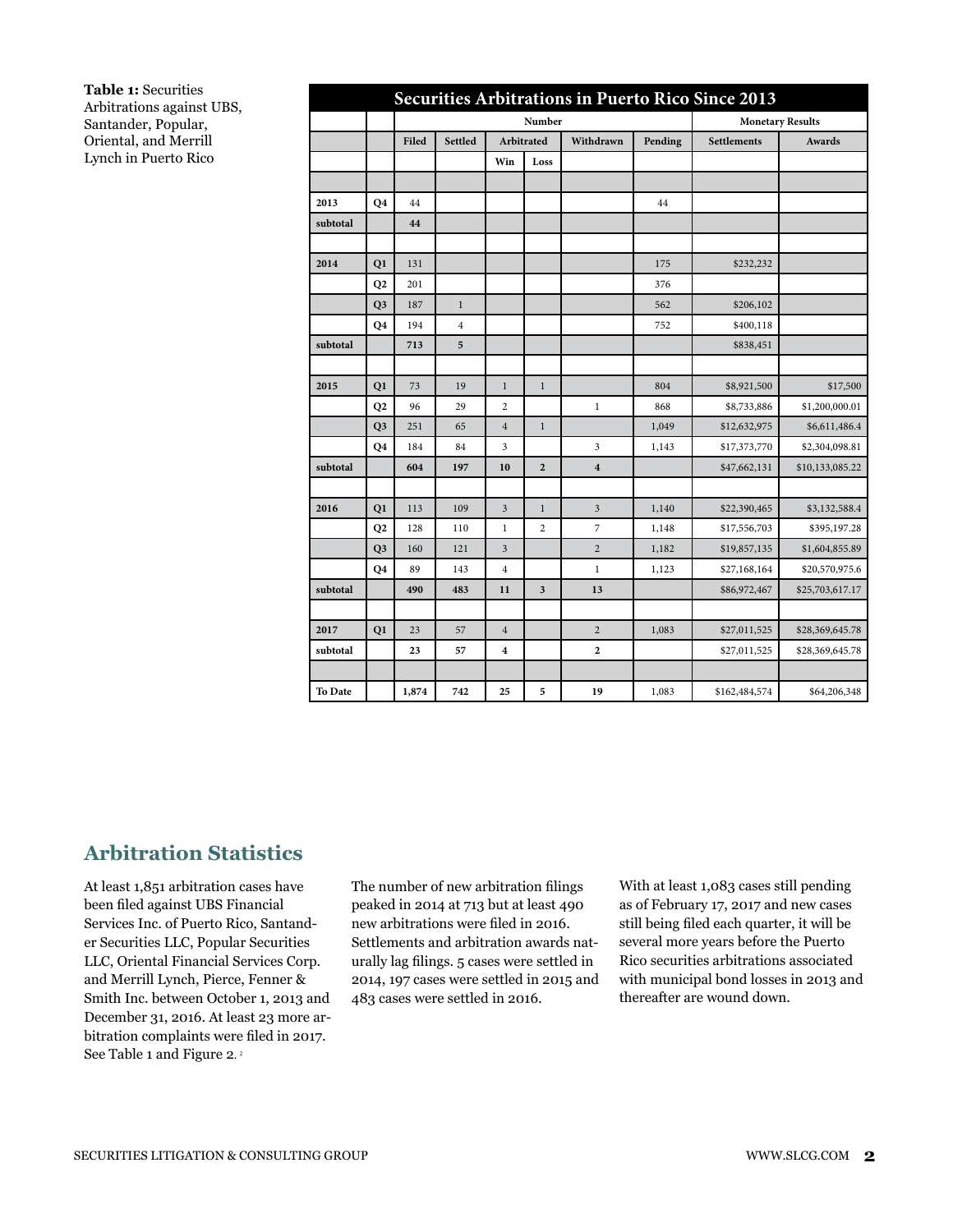**Table 1:** Securities Arbitrations against UBS, Santander, Popular, Oriental, and Merrill Lynch in Puerto Rico

| Securities Arbitrations in Puerto Rico Since 2013 | | | | | | | | | |
|---|---|---|---|---|---|---|---|---|---|
| | | Number | | | | | | Monetary Results | |
| | | Filed | Settled | Arbitrated | | Withdrawn | Pending | Settlements | Awards |
| | | | | Win | Loss | | | | |
| **2013** | **Q4** | 44 | | | | | 44 | | |
| **subtotal** | | **44** | | | | | | | |
| **2014** | **Q1** | 131 | | | | | 175 | $232,232 | |
| | **Q2** | 201 | | | | | 376 | | |
| | **Q3** | 187 | 1 | | | | 562 | $206,102 | |
| | **Q4** | 194 | 4 | | | | 752 | $400,118 | |
| **subtotal** | | **713** | **5** | | | | | $838,451 | |
| **2015** | **Q1** | 73 | 19 | 1 | 1 | | 804 | $8,921,500 | $17,500 |
| | **Q2** | 96 | 29 | 2 | | 1 | 868 | $8,733,886 | $1,200,000.01 |
| | **Q3** | 251 | 65 | 4 | 1 | | 1,049 | $12,632,975 | $6,611,486.4 |
| | **Q4** | 184 | 84 | 3 | | 3 | 1,143 | $17,373,770 | $2,304,098.81 |
| **subtotal** | | **604** | **197** | **10** | **2** | **4** | | $47,662,131 | $10,133,085.22 |
| **2016** | **Q1** | 113 | 109 | 3 | 1 | 3 | 1,140 | $22,390,465 | $3,132,588.4 |
| | **Q2** | 128 | 110 | 1 | 2 | 7 | 1,148 | $17,556,703 | $395,197.28 |
| | **Q3** | 160 | 121 | 3 | | 2 | 1,182 | $19,857,135 | $1,604,855.89 |
| | **Q4** | 89 | 143 | 4 | | 1 | 1,123 | $27,168,164 | $20,570,975.6 |
| **subtotal** | | **490** | **483** | **11** | **3** | **13** | | $86,972,467 | $25,703,617.17 |
| **2017** | **Q1** | 23 | 57 | 4 | | 2 | 1,083 | $27,011,525 | $28,369,645.78 |
| **subtotal** | | **23** | **57** | **4** | | **2** | | $27,011,525 | $28,369,645.78 |
| **To Date** | | **1,874** | **742** | **25** | **5** | **19** | 1,083 | $162,484,574 | $64,206,348 |

## Arbitration Statistics

At least 1,851 arbitration cases have been filed against UBS Financial Services Inc. of Puerto Rico, Santander Securities LLC, Popular Securities LLC, Oriental Financial Services Corp. and Merrill Lynch, Pierce, Fenner & Smith Inc. between October 1, 2013 and December 31, 2016. At least 23 more arbitration complaints were filed in 2017. See Table 1 and Figure 2.[2]

The number of new arbitration filings peaked in 2014 at 713 but at least 490 new arbitrations were filed in 2016. Settlements and arbitration awards naturally lag filings. 5 cases were settled in 2014, 197 cases were settled in 2015 and 483 cases were settled in 2016.

With at least 1,083 cases still pending as of February 17, 2017 and new cases still being filed each quarter, it will be several more years before the Puerto Rico securities arbitrations associated with municipal bond losses in 2013 and thereafter are wound down.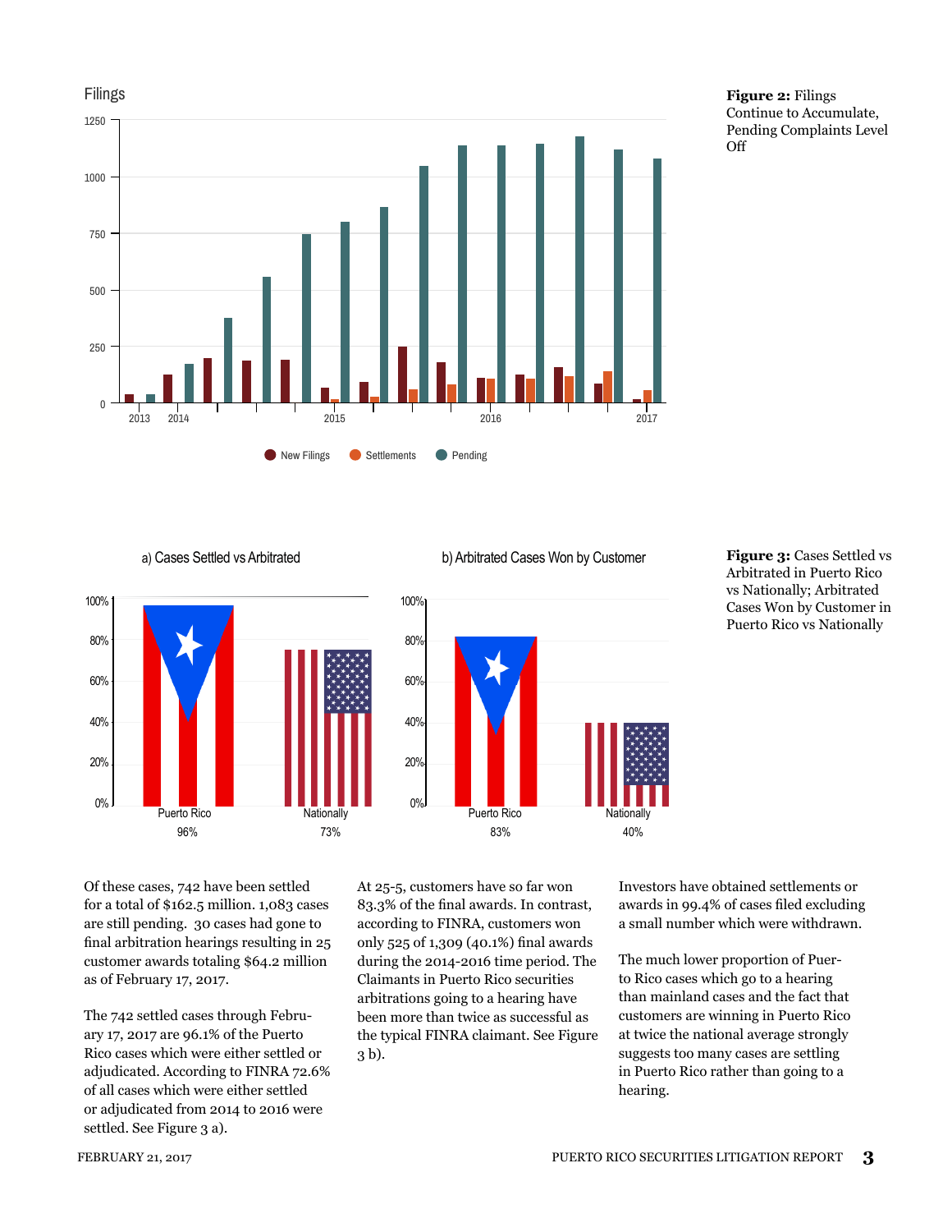**Figure 2:** Filings Continue to Accumulate, Pending Complaints Level Off

**Figure 3:** Cases Settled vs Arbitrated in Puerto Rico vs Nationally; Arbitrated Cases Won by Customer in Puerto Rico vs Nationally

Of these cases, 742 have been settled for a total of $162.5 million. 1,083 cases are still pending. 30 cases had gone to final arbitration hearings resulting in 25 customer awards totaling $64.2 million as of February 17, 2017.

The 742 settled cases through February 17, 2017 are 96.1% of the Puerto Rico cases which were either settled or adjudicated. According to FINRA 72.6% of all cases which were either settled or adjudicated from 2014 to 2016 were settled. See Figure 3 a).

At 25-5, customers have so far won 83.3% of the final awards. In contrast, according to FINRA, customers won only 525 of 1,309 (40.1%) final awards during the 2014-2016 time period. The Claimants in Puerto Rico securities arbitrations going to a hearing have been more than twice as successful as the typical FINRA claimant. See Figure 3 b).

Investors have obtained settlements or awards in 99.4% of cases filed excluding a small number which were withdrawn.

The much lower proportion of Puerto Rico cases which go to a hearing than mainland cases and the fact that customers are winning in Puerto Rico at twice the national average strongly suggests too many cases are settling in Puerto Rico rather than going to a hearing.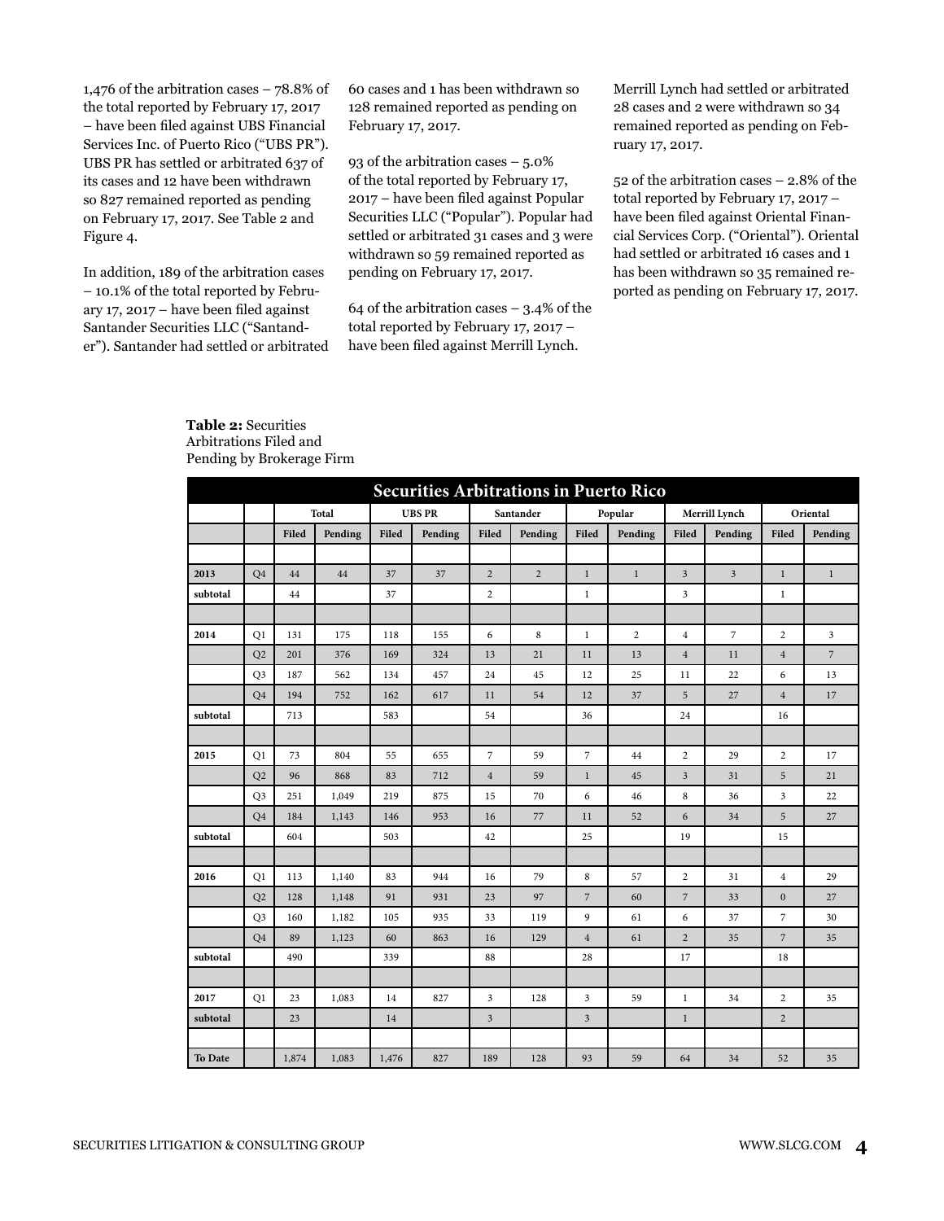1,476 of the arbitration cases – 78.8% of the total reported by February 17, 2017 – have been filed against UBS Financial Services Inc. of Puerto Rico ("UBS PR"). UBS PR has settled or arbitrated 637 of its cases and 12 have been withdrawn so 827 remained reported as pending on February 17, 2017. See Table 2 and Figure 4.

In addition, 189 of the arbitration cases – 10.1% of the total reported by February 17, 2017 – have been filed against Santander Securities LLC ("Santander"). Santander had settled or arbitrated 60 cases and 1 has been withdrawn so 128 remained reported as pending on February 17, 2017.

93 of the arbitration cases – 5.0% of the total reported by February 17, 2017 – have been filed against Popular Securities LLC ("Popular"). Popular had settled or arbitrated 31 cases and 3 were withdrawn so 59 remained reported as pending on February 17, 2017.

64 of the arbitration cases – 3.4% of the total reported by February 17, 2017 – have been filed against Merrill Lynch. Merrill Lynch had settled or arbitrated 28 cases and 2 were withdrawn so 34 remained reported as pending on February 17, 2017.

52 of the arbitration cases – 2.8% of the total reported by February 17, 2017 – have been filed against Oriental Financial Services Corp. ("Oriental"). Oriental had settled or arbitrated 16 cases and 1 has been withdrawn so 35 remained reported as pending on February 17, 2017.

**Table 2:** Securities Arbitrations Filed and Pending by Brokerage Firm

**Securities Arbitrations in Puerto Rico**

| | | Total | | UBS PR | | Santander | | Popular | | Merrill Lynch | | Oriental | |
|---|---|---|---|---|---|---|---|---|---|---|---|---|---|
| | | Filed | Pending | Filed | Pending | Filed | Pending | Filed | Pending | Filed | Pending | Filed | Pending |
| **2013** | Q4 | 44 | 44 | 37 | 37 | 2 | 2 | 1 | 1 | 3 | 3 | 1 | 1 |
| **subtotal** | | 44 | | 37 | | 2 | | 1 | | 3 | | 1 | |
| **2014** | Q1 | 131 | 175 | 118 | 155 | 6 | 8 | 1 | 2 | 4 | 7 | 2 | 3 |
| | Q2 | 201 | 376 | 169 | 324 | 13 | 21 | 11 | 13 | 4 | 11 | 4 | 7 |
| | Q3 | 187 | 562 | 134 | 457 | 24 | 45 | 12 | 25 | 11 | 22 | 6 | 13 |
| | Q4 | 194 | 752 | 162 | 617 | 11 | 54 | 12 | 37 | 5 | 27 | 4 | 17 |
| **subtotal** | | 713 | | 583 | | 54 | | 36 | | 24 | | 16 | |
| **2015** | Q1 | 73 | 804 | 55 | 655 | 7 | 59 | 7 | 44 | 2 | 29 | 2 | 17 |
| | Q2 | 96 | 868 | 83 | 712 | 4 | 59 | 1 | 45 | 3 | 31 | 5 | 21 |
| | Q3 | 251 | 1,049 | 219 | 875 | 15 | 70 | 6 | 46 | 8 | 36 | 3 | 22 |
| | Q4 | 184 | 1,143 | 146 | 953 | 16 | 77 | 11 | 52 | 6 | 34 | 5 | 27 |
| **subtotal** | | 604 | | 503 | | 42 | | 25 | | 19 | | 15 | |
| **2016** | Q1 | 113 | 1,140 | 83 | 944 | 16 | 79 | 8 | 57 | 2 | 31 | 4 | 29 |
| | Q2 | 128 | 1,148 | 91 | 931 | 23 | 97 | 7 | 60 | 7 | 33 | 0 | 27 |
| | Q3 | 160 | 1,182 | 105 | 935 | 33 | 119 | 9 | 61 | 6 | 37 | 7 | 30 |
| | Q4 | 89 | 1,123 | 60 | 863 | 16 | 129 | 4 | 61 | 2 | 35 | 7 | 35 |
| **subtotal** | | 490 | | 339 | | 88 | | 28 | | 17 | | 18 | |
| **2017** | Q1 | 23 | 1,083 | 14 | 827 | 3 | 128 | 3 | 59 | 1 | 34 | 2 | 35 |
| **subtotal** | | 23 | | 14 | | 3 | | 3 | | 1 | | 2 | |
| **To Date** | | 1,874 | 1,083 | 1,476 | 827 | 189 | 128 | 93 | 59 | 64 | 34 | 52 | 35 |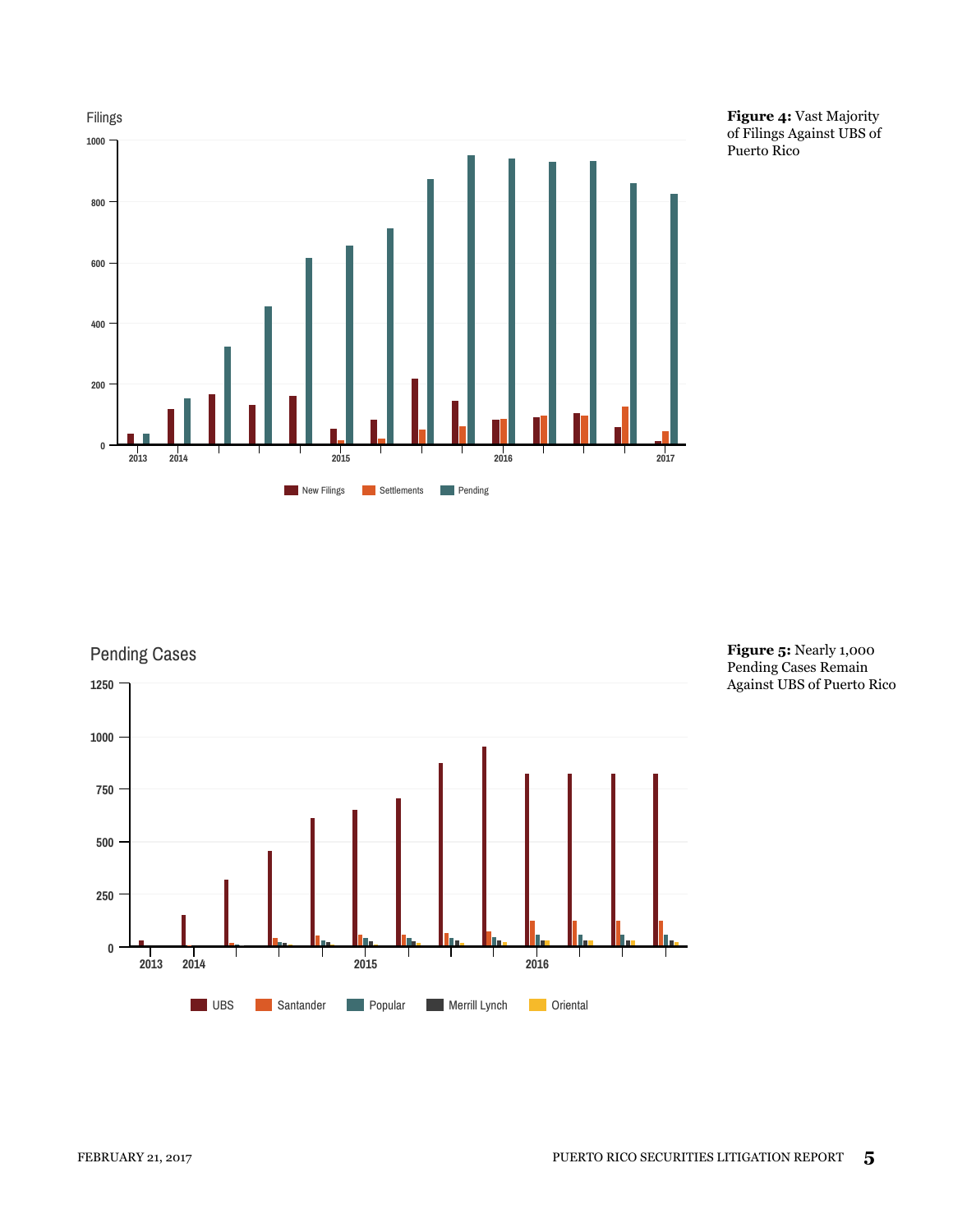Filings

1000

800

600

400

200

0

2013 2014 2015 2016 2017

New Filings Settlements Pending

**Figure 4:** Vast Majority of Filings Against UBS of Puerto Rico

Pending Cases

1250

1000

750

500

250

0

2013 2014 2015 2016

UBS Santander Popular Merrill Lynch Oriental

**Figure 5:** Nearly 1,000 Pending Cases Remain Against UBS of Puerto Rico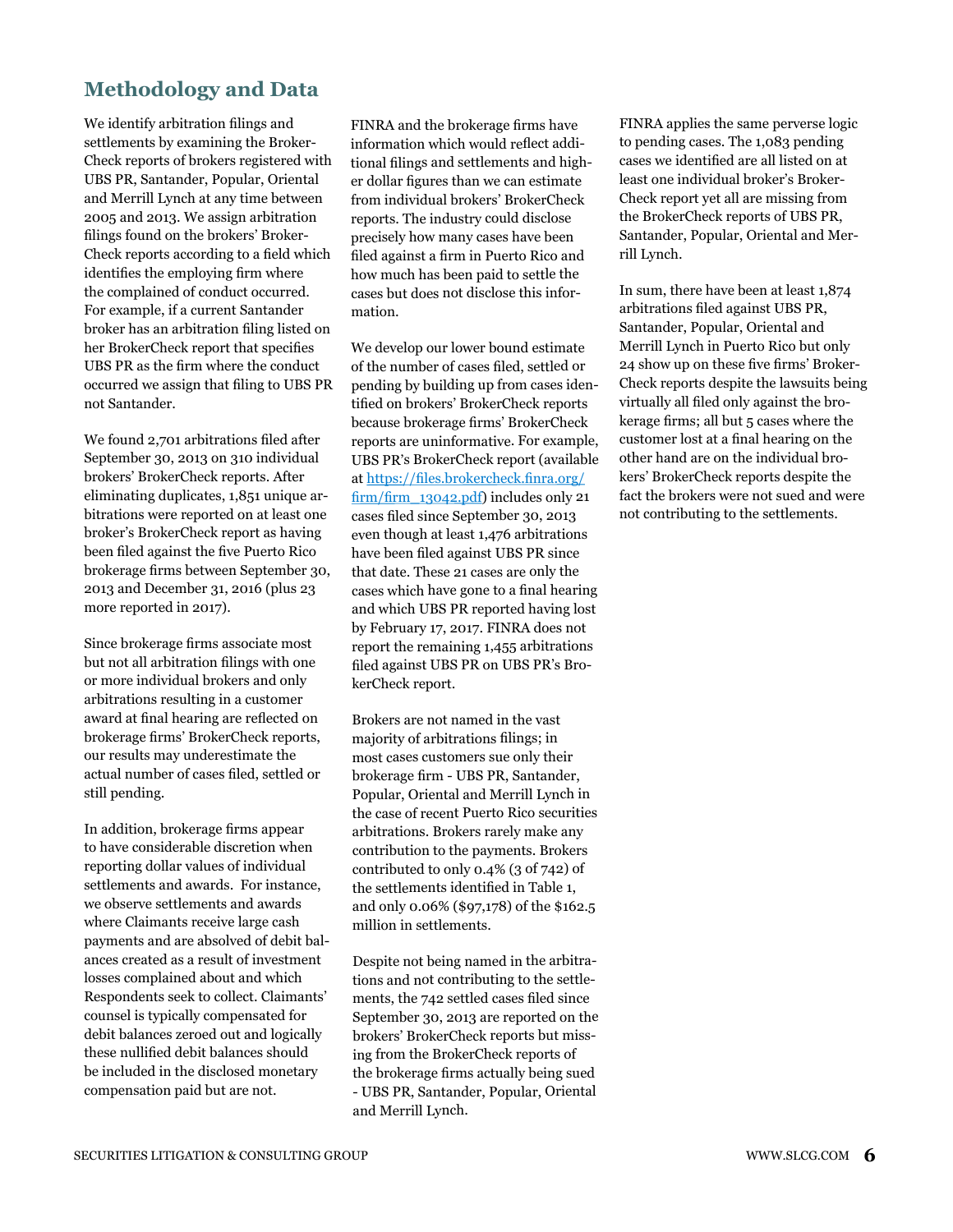## Methodology and Data

We identify arbitration filings and settlements by examining the BrokerCheck reports of brokers registered with UBS PR, Santander, Popular, Oriental and Merrill Lynch at any time between 2005 and 2013. We assign arbitration filings found on the brokers' BrokerCheck reports according to a field which identifies the employing firm where the complained of conduct occurred. For example, if a current Santander broker has an arbitration filing listed on her BrokerCheck report that specifies UBS PR as the firm where the conduct occurred we assign that filing to UBS PR not Santander.

We found 2,701 arbitrations filed after September 30, 2013 on 310 individual brokers' BrokerCheck reports. After eliminating duplicates, 1,851 unique arbitrations were reported on at least one broker's BrokerCheck report as having been filed against the five Puerto Rico brokerage firms between September 30, 2013 and December 31, 2016 (plus 23 more reported in 2017).

Since brokerage firms associate most but not all arbitration filings with one or more individual brokers and only arbitrations resulting in a customer award at final hearing are reflected on brokerage firms' BrokerCheck reports, our results may underestimate the actual number of cases filed, settled or still pending.

In addition, brokerage firms appear to have considerable discretion when reporting dollar values of individual settlements and awards. For instance, we observe settlements and awards where Claimants receive large cash payments and are absolved of debit balances created as a result of investment losses complained about and which Respondents seek to collect. Claimants' counsel is typically compensated for debit balances zeroed out and logically these nullified debit balances should be included in the disclosed monetary compensation paid but are not.

FINRA and the brokerage firms have information which would reflect additional filings and settlements and higher dollar figures than we can estimate from individual brokers' BrokerCheck reports. The industry could disclose precisely how many cases have been filed against a firm in Puerto Rico and how much has been paid to settle the cases but does not disclose this information.

We develop our lower bound estimate of the number of cases filed, settled or pending by building up from cases identified on brokers' BrokerCheck reports because brokerage firms' BrokerCheck reports are uninformative. For example, UBS PR's BrokerCheck report (available at [https://files.brokercheck.finra.org/firm/firm_13042.pdf](https://files.brokercheck.finra.org/firm/firm_13042.pdf)) includes only 21 cases filed since September 30, 2013 even though at least 1,476 arbitrations have been filed against UBS PR since that date. These 21 cases are only the cases which have gone to a final hearing and which UBS PR reported having lost by February 17, 2017. FINRA does not report the remaining 1,455 arbitrations filed against UBS PR on UBS PR's BrokerCheck report.

Brokers are not named in the vast majority of arbitrations filings; in most cases customers sue only their brokerage firm - UBS PR, Santander, Popular, Oriental and Merrill Lynch in the case of recent Puerto Rico securities arbitrations. Brokers rarely make any contribution to the payments. Brokers contributed to only 0.4% (3 of 742) of the settlements identified in Table 1, and only 0.06% ($97,178) of the $162.5 million in settlements.

Despite not being named in the arbitrations and not contributing to the settlements, the 742 settled cases filed since September 30, 2013 are reported on the brokers' BrokerCheck reports but missing from the BrokerCheck reports of the brokerage firms actually being sued - UBS PR, Santander, Popular, Oriental and Merrill Lynch.

FINRA applies the same perverse logic to pending cases. The 1,083 pending cases we identified are all listed on at least one individual broker's BrokerCheck report yet all are missing from the BrokerCheck reports of UBS PR, Santander, Popular, Oriental and Merrill Lynch.

In sum, there have been at least 1,874 arbitrations filed against UBS PR, Santander, Popular, Oriental and Merrill Lynch in Puerto Rico but only 24 show up on these five firms' BrokerCheck reports despite the lawsuits being virtually all filed only against the brokerage firms; all but 5 cases where the customer lost at a final hearing on the other hand are on the individual brokers' BrokerCheck reports despite the fact the brokers were not sued and were not contributing to the settlements.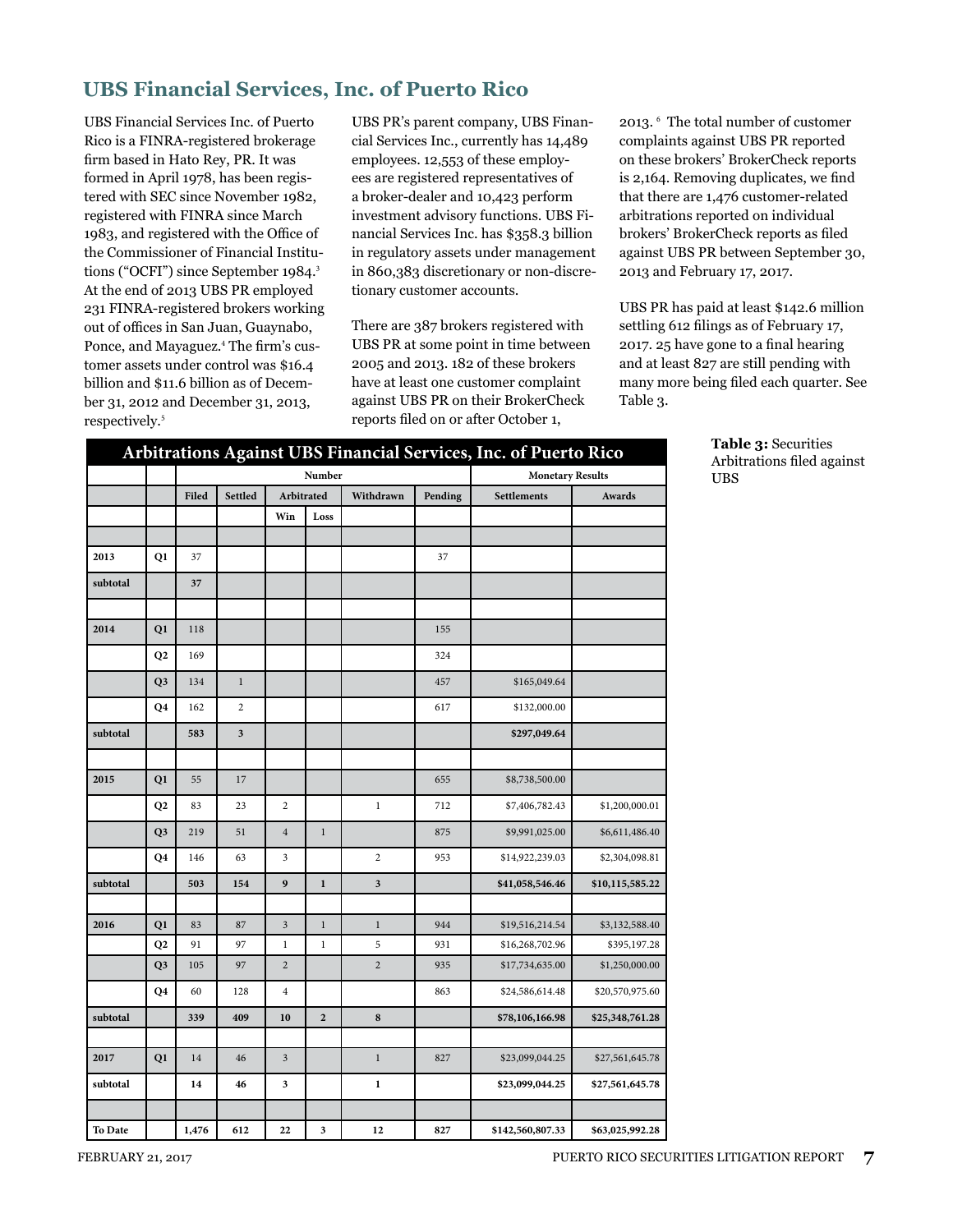## UBS Financial Services, Inc. of Puerto Rico

UBS Financial Services Inc. of Puerto Rico is a FINRA-registered brokerage firm based in Hato Rey, PR. It was formed in April 1978, has been registered with SEC since November 1982, registered with FINRA since March 1983, and registered with the Office of the Commissioner of Financial Institutions ("OCFI") since September 1984.[3] At the end of 2013 UBS PR employed 231 FINRA-registered brokers working out of offices in San Juan, Guaynabo, Ponce, and Mayaguez.[4] The firm's customer assets under control was $16.4 billion and $11.6 billion as of December 31, 2012 and December 31, 2013, respectively.[5]

UBS PR's parent company, UBS Financial Services Inc., currently has 14,489 employees. 12,553 of these employees are registered representatives of a broker-dealer and 10,423 perform investment advisory functions. UBS Financial Services Inc. has $358.3 billion in regulatory assets under management in 860,383 discretionary or non-discretionary customer accounts.

There are 387 brokers registered with UBS PR at some point in time between 2005 and 2013. 182 of these brokers have at least one customer complaint against UBS PR on their BrokerCheck reports filed on or after October 1, 2013.[6] The total number of customer complaints against UBS PR reported on these brokers' BrokerCheck reports is 2,164. Removing duplicates, we find that there are 1,476 customer-related arbitrations reported on individual brokers' BrokerCheck reports as filed against UBS PR between September 30, 2013 and February 17, 2017.

UBS PR has paid at least $142.6 million settling 612 filings as of February 17, 2017. 25 have gone to a final hearing and at least 827 are still pending with many more being filed each quarter. See Table 3.

**Table 3:** Securities Arbitrations filed against UBS

**Arbitrations Against UBS Financial Services, Inc. of Puerto Rico**

| | | Number | | | | | | Monetary Results | |
|---|---|---|---|---|---|---|---|---|---|
| | | Filed | Settled | Arbitrated | | Withdrawn | Pending | Settlements | Awards |
| | | | | Win | Loss | | | | |
| 2013 | Q1 | 37 | | | | | 37 | | |
| subtotal | | **37** | | | | | | | |
| 2014 | Q1 | 118 | | | | | 155 | | |
| | Q2 | 169 | | | | | 324 | | |
| | Q3 | 134 | 1 | | | | 457 | $165,049.64 | |
| | Q4 | 162 | 2 | | | | 617 | $132,000.00 | |
| subtotal | | **583** | **3** | | | | | **$297,049.64** | |
| 2015 | Q1 | 55 | 17 | | | | 655 | $8,738,500.00 | |
| | Q2 | 83 | 23 | 2 | | 1 | 712 | $7,406,782.43 | $1,200,000.01 |
| | Q3 | 219 | 51 | 4 | 1 | | 875 | $9,991,025.00 | $6,611,486.40 |
| | Q4 | 146 | 63 | 3 | | 2 | 953 | $14,922,239.03 | $2,304,098.81 |
| subtotal | | **503** | **154** | **9** | **1** | **3** | | **$41,058,546.46** | **$10,115,585.22** |
| 2016 | Q1 | 83 | 87 | 3 | 1 | 1 | 944 | $19,516,214.54 | $3,132,588.40 |
| | Q2 | 91 | 97 | 1 | 1 | 5 | 931 | $16,268,702.96 | $395,197.28 |
| | Q3 | 105 | 97 | 2 | | 2 | 935 | $17,734,635.00 | $1,250,000.00 |
| | Q4 | 60 | 128 | 4 | | | 863 | $24,586,614.48 | $20,570,975.60 |
| subtotal | | **339** | **409** | **10** | **2** | **8** | | **$78,106,166.98** | **$25,348,761.28** |
| 2017 | Q1 | 14 | 46 | 3 | | 1 | 827 | $23,099,044.25 | $27,561,645.78 |
| subtotal | | **14** | **46** | **3** | | **1** | | **$23,099,044.25** | **$27,561,645.78** |
| **To Date** | | **1,476** | **612** | **22** | **3** | **12** | **827** | **$142,560,807.33** | **$63,025,992.28** |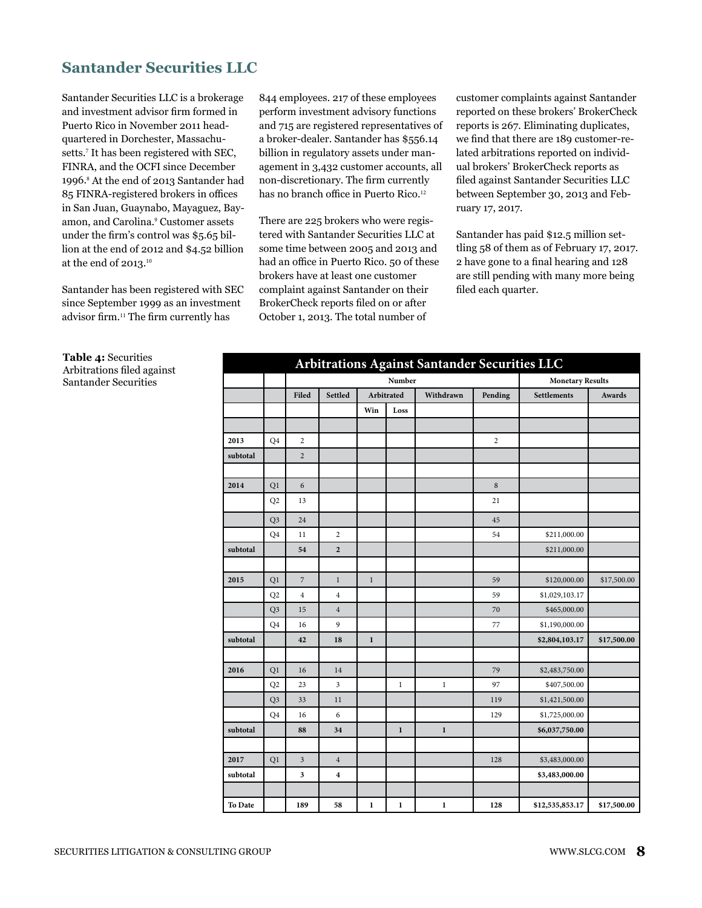## Santander Securities LLC

Santander Securities LLC is a brokerage and investment advisor firm formed in Puerto Rico in November 2011 headquartered in Dorchester, Massachusetts.[7] It has been registered with SEC, FINRA, and the OCFI since December 1996.[8] At the end of 2013 Santander had 85 FINRA-registered brokers in offices in San Juan, Guaynabo, Mayaguez, Bayamon, and Carolina.[9] Customer assets under the firm's control was $5.65 billion at the end of 2012 and $4.52 billion at the end of 2013.[10]

Santander has been registered with SEC since September 1999 as an investment advisor firm.[11] The firm currently has 844 employees. 217 of these employees perform investment advisory functions and 715 are registered representatives of a broker-dealer. Santander has $556.14 billion in regulatory assets under management in 3,432 customer accounts, all non-discretionary. The firm currently has no branch office in Puerto Rico.[12]

There are 225 brokers who were registered with Santander Securities LLC at some time between 2005 and 2013 and had an office in Puerto Rico. 50 of these brokers have at least one customer complaint against Santander on their BrokerCheck reports filed on or after October 1, 2013. The total number of customer complaints against Santander reported on these brokers' BrokerCheck reports is 267. Eliminating duplicates, we find that there are 189 customer-related arbitrations reported on individual brokers' BrokerCheck reports as filed against Santander Securities LLC between September 30, 2013 and February 17, 2017.

Santander has paid $12.5 million settling 58 of them as of February 17, 2017. 2 have gone to a final hearing and 128 are still pending with many more being filed each quarter.

**Table 4:** Securities Arbitrations filed against Santander Securities

| Arbitrations Against Santander Securities LLC | | | | | | | | | |
|---|---|---|---|---|---|---|---|---|---|
| | | Number | | | | | | Monetary Results | |
| | | Filed | Settled | Arbitrated | | Withdrawn | Pending | Settlements | Awards |
| | | | | Win | Loss | | | | |
| **2013** | Q4 | 2 | | | | | 2 | | |
| **subtotal** | | 2 | | | | | | | |
| **2014** | Q1 | 6 | | | | | 8 | | |
| | Q2 | 13 | | | | | 21 | | |
| | Q3 | 24 | | | | | 45 | | |
| | Q4 | 11 | 2 | | | | 54 | $211,000.00 | |
| **subtotal** | | **54** | **2** | | | | | $211,000.00 | |
| **2015** | Q1 | 7 | 1 | 1 | | | 59 | $120,000.00 | $17,500.00 |
| | Q2 | 4 | 4 | | | | 59 | $1,029,103.17 | |
| | Q3 | 15 | 4 | | | | 70 | $465,000.00 | |
| | Q4 | 16 | 9 | | | | 77 | $1,190,000.00 | |
| **subtotal** | | **42** | **18** | **1** | | | | **$2,804,103.17** | **$17,500.00** |
| **2016** | Q1 | 16 | 14 | | | | 79 | $2,483,750.00 | |
| | Q2 | 23 | 3 | | 1 | 1 | 97 | $407,500.00 | |
| | Q3 | 33 | 11 | | | | 119 | $1,421,500.00 | |
| | Q4 | 16 | 6 | | | | 129 | $1,725,000.00 | |
| **subtotal** | | **88** | **34** | | **1** | **1** | | **$6,037,750.00** | |
| **2017** | Q1 | 3 | 4 | | | | 128 | $3,483,000.00 | |
| **subtotal** | | **3** | **4** | | | | | **$3,483,000.00** | |
| **To Date** | | **189** | **58** | **1** | **1** | **1** | **128** | **$12,535,853.17** | **$17,500.00** |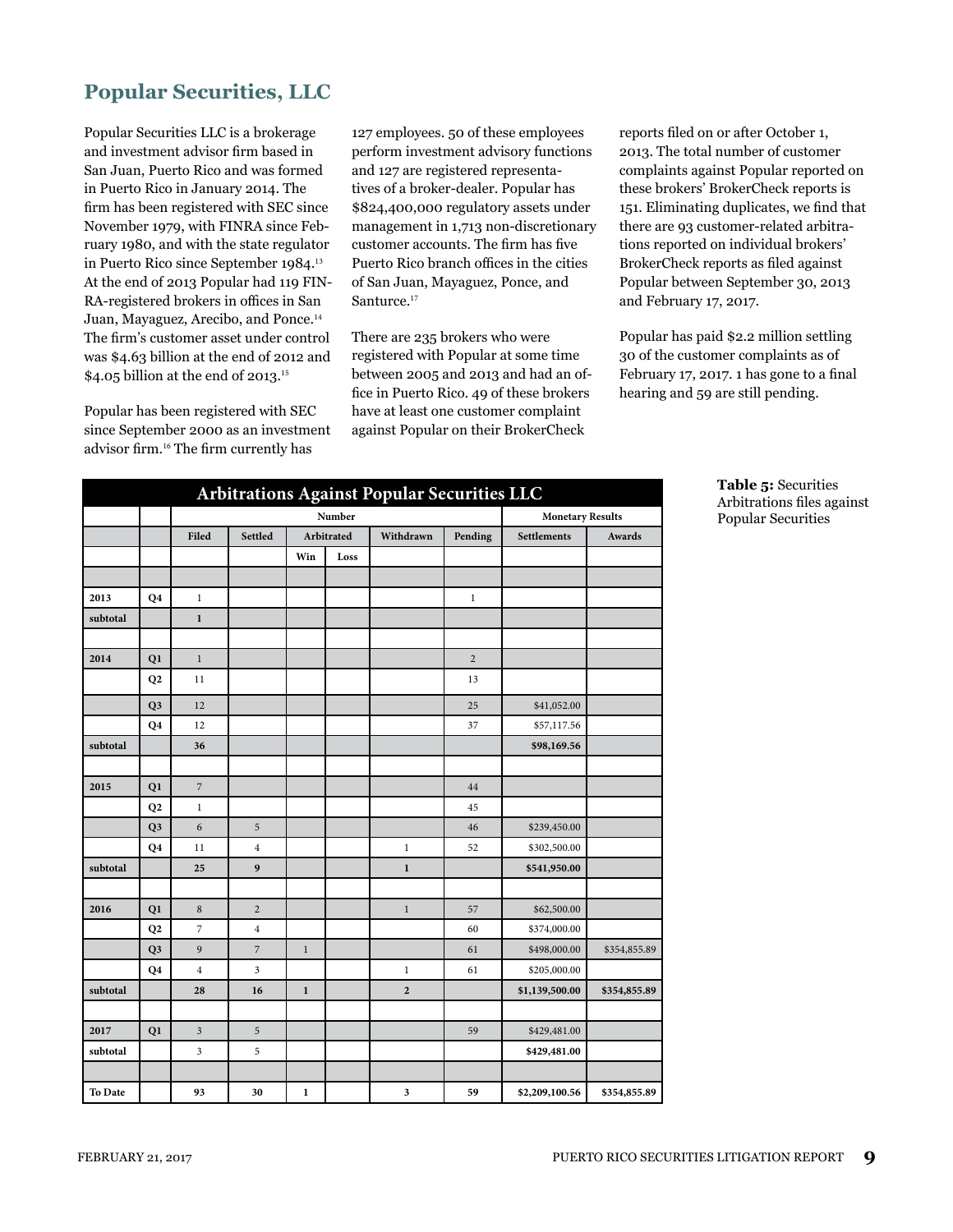## Popular Securities, LLC

Popular Securities LLC is a brokerage and investment advisor firm based in San Juan, Puerto Rico and was formed in Puerto Rico in January 2014. The firm has been registered with SEC since November 1979, with FINRA since February 1980, and with the state regulator in Puerto Rico since September 1984.[13] At the end of 2013 Popular had 119 FINRA-registered brokers in offices in San Juan, Mayaguez, Arecibo, and Ponce.[14] The firm's customer asset under control was $4.63 billion at the end of 2012 and $4.05 billion at the end of 2013.[15]

Popular has been registered with SEC since September 2000 as an investment advisor firm.[16] The firm currently has 127 employees. 50 of these employees perform investment advisory functions and 127 are registered representatives of a broker-dealer. Popular has $824,400,000 regulatory assets under management in 1,713 non-discretionary customer accounts. The firm has five Puerto Rico branch offices in the cities of San Juan, Mayaguez, Ponce, and Santurce.[17]

There are 235 brokers who were registered with Popular at some time between 2005 and 2013 and had an office in Puerto Rico. 49 of these brokers have at least one customer complaint against Popular on their BrokerCheck reports filed on or after October 1, 2013. The total number of customer complaints against Popular reported on these brokers' BrokerCheck reports is 151. Eliminating duplicates, we find that there are 93 customer-related arbitrations reported on individual brokers' BrokerCheck reports as filed against Popular between September 30, 2013 and February 17, 2017.

Popular has paid $2.2 million settling 30 of the customer complaints as of February 17, 2017. 1 has gone to a final hearing and 59 are still pending.

**Arbitrations Against Popular Securities LLC**

| | | Number | | | | | | Monetary Results | |
|---|---|---|---|---|---|---|---|---|---|
| | | Filed | Settled | Arbitrated | | Withdrawn | Pending | Settlements | Awards |
| | | | | Win | Loss | | | | |
| 2013 | Q4 | 1 | | | | | 1 | | |
| subtotal | | **1** | | | | | | | |
| 2014 | Q1 | 1 | | | | | 2 | | |
| | Q2 | 11 | | | | | 13 | | |
| | Q3 | 12 | | | | | 25 | $41,052.00 | |
| | Q4 | 12 | | | | | 37 | $57,117.56 | |
| subtotal | | **36** | | | | | | **$98,169.56** | |
| 2015 | Q1 | 7 | | | | | 44 | | |
| | Q2 | 1 | | | | | 45 | | |
| | Q3 | 6 | 5 | | | | 46 | $239,450.00 | |
| | Q4 | 11 | 4 | | | 1 | 52 | $302,500.00 | |
| subtotal | | **25** | **9** | | | **1** | | **$541,950.00** | |
| 2016 | Q1 | 8 | 2 | | | 1 | 57 | $62,500.00 | |
| | Q2 | 7 | 4 | | | | 60 | $374,000.00 | |
| | Q3 | 9 | 7 | 1 | | | 61 | $498,000.00 | $354,855.89 |
| | Q4 | 4 | 3 | | | 1 | 61 | $205,000.00 | |
| subtotal | | **28** | **16** | **1** | | **2** | | **$1,139,500.00** | **$354,855.89** |
| 2017 | Q1 | 3 | 5 | | | | 59 | $429,481.00 | |
| subtotal | | 3 | 5 | | | | | **$429,481.00** | |
| **To Date** | | **93** | **30** | **1** | | **3** | **59** | **$2,209,100.56** | **$354,855.89** |

**Table 5:** Securities Arbitrations files against Popular Securities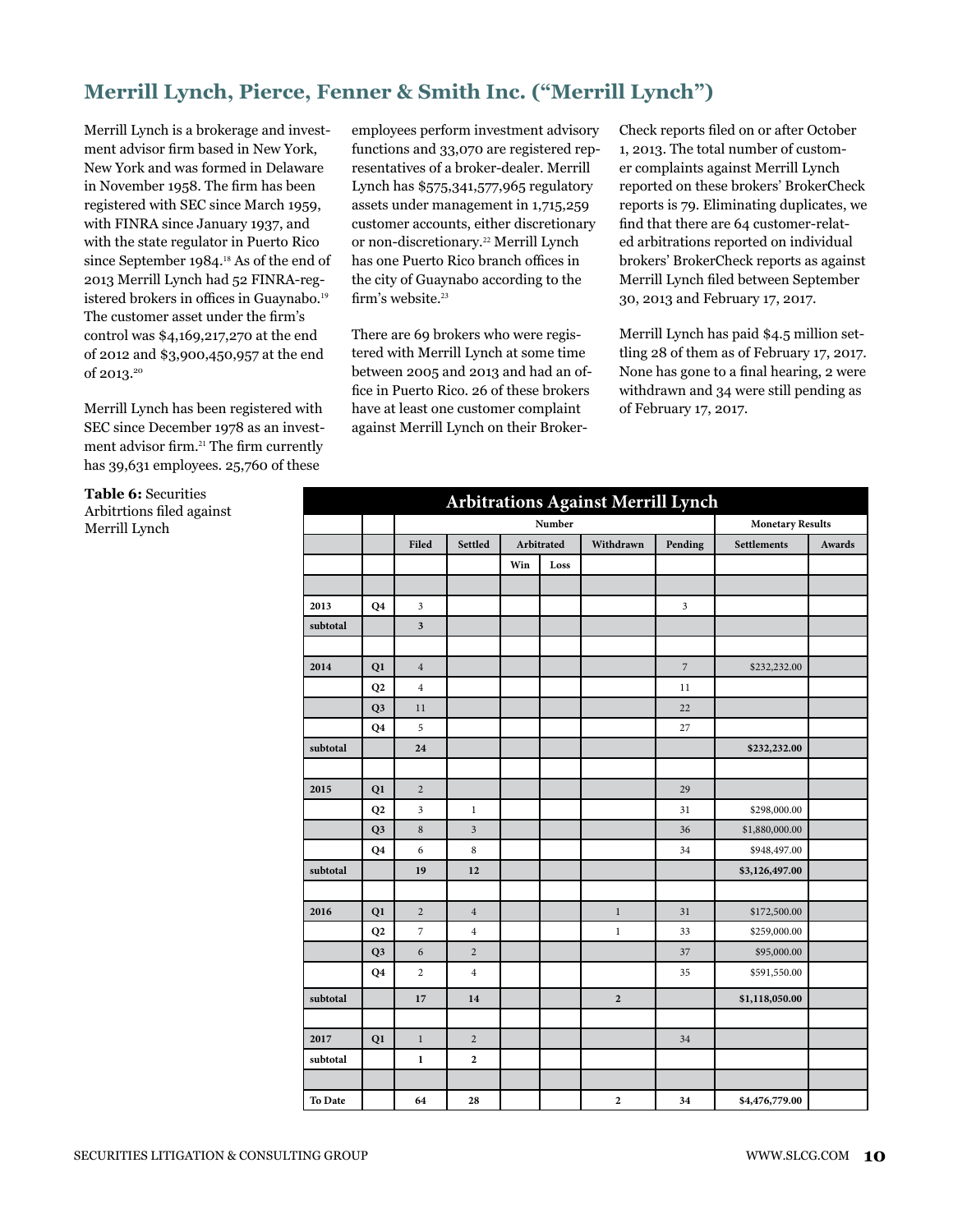## Merrill Lynch, Pierce, Fenner & Smith Inc. ("Merrill Lynch")

Merrill Lynch is a brokerage and investment advisor firm based in New York, New York and was formed in Delaware in November 1958. The firm has been registered with SEC since March 1959, with FINRA since January 1937, and with the state regulator in Puerto Rico since September 1984.[18] As of the end of 2013 Merrill Lynch had 52 FINRA-registered brokers in offices in Guaynabo.[19] The customer asset under the firm's control was $4,169,217,270 at the end of 2012 and $3,900,450,957 at the end of 2013.[20]

Merrill Lynch has been registered with SEC since December 1978 as an investment advisor firm.[21] The firm currently has 39,631 employees. 25,760 of these employees perform investment advisory functions and 33,070 are registered representatives of a broker-dealer. Merrill Lynch has $575,341,577,965 regulatory assets under management in 1,715,259 customer accounts, either discretionary or non-discretionary.[22] Merrill Lynch has one Puerto Rico branch offices in the city of Guaynabo according to the firm's website.[23]

There are 69 brokers who were registered with Merrill Lynch at some time between 2005 and 2013 and had an office in Puerto Rico. 26 of these brokers have at least one customer complaint against Merrill Lynch on their BrokerCheck reports filed on or after October 1, 2013. The total number of customer complaints against Merrill Lynch reported on these brokers' BrokerCheck reports is 79. Eliminating duplicates, we find that there are 64 customer-related arbitrations reported on individual brokers' BrokerCheck reports as against Merrill Lynch filed between September 30, 2013 and February 17, 2017.

Merrill Lynch has paid $4.5 million settling 28 of them as of February 17, 2017. None has gone to a final hearing, 2 were withdrawn and 34 were still pending as of February 17, 2017.

**Table 6:** Securities Arbitrtions filed against Merrill Lynch

| Arbitrations Against Merrill Lynch | | | | | | | | | |
|---|---|---|---|---|---|---|---|---|---|
| | | Number | | | | | | Monetary Results | |
| | | Filed | Settled | Arbitrated | | Withdrawn | Pending | Settlements | Awards |
| | | | | Win | Loss | | | | |
| 2013 | Q4 | 3 | | | | | 3 | | |
| subtotal | | 3 | | | | | | | |
| 2014 | Q1 | 4 | | | | | 7 | $232,232.00 | |
| | Q2 | 4 | | | | | 11 | | |
| | Q3 | 11 | | | | | 22 | | |
| | Q4 | 5 | | | | | 27 | | |
| subtotal | | 24 | | | | | | $232,232.00 | |
| 2015 | Q1 | 2 | | | | | 29 | | |
| | Q2 | 3 | 1 | | | | 31 | $298,000.00 | |
| | Q3 | 8 | 3 | | | | 36 | $1,880,000.00 | |
| | Q4 | 6 | 8 | | | | 34 | $948,497.00 | |
| subtotal | | 19 | 12 | | | | | $3,126,497.00 | |
| 2016 | Q1 | 2 | 4 | | | 1 | 31 | $172,500.00 | |
| | Q2 | 7 | 4 | | | 1 | 33 | $259,000.00 | |
| | Q3 | 6 | 2 | | | | 37 | $95,000.00 | |
| | Q4 | 2 | 4 | | | | 35 | $591,550.00 | |
| subtotal | | 17 | 14 | | | 2 | | $1,118,050.00 | |
| 2017 | Q1 | 1 | 2 | | | | 34 | | |
| subtotal | | 1 | 2 | | | | | | |
| To Date | | 64 | 28 | | | 2 | 34 | $4,476,779.00 | |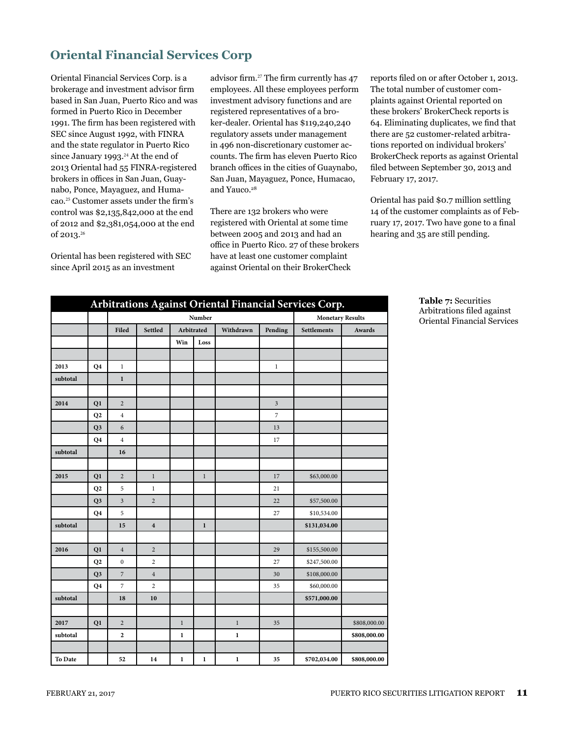## Oriental Financial Services Corp

Oriental Financial Services Corp. is a brokerage and investment advisor firm based in San Juan, Puerto Rico and was formed in Puerto Rico in December 1991. The firm has been registered with SEC since August 1992, with FINRA and the state regulator in Puerto Rico since January 1993.[24] At the end of 2013 Oriental had 55 FINRA-registered brokers in offices in San Juan, Guaynabo, Ponce, Mayaguez, and Humacao.[25] Customer assets under the firm's control was $2,135,842,000 at the end of 2012 and $2,381,054,000 at the end of 2013.[26]

Oriental has been registered with SEC since April 2015 as an investment advisor firm.[27] The firm currently has 47 employees. All these employees perform investment advisory functions and are registered representatives of a broker-dealer. Oriental has $119,240,240 regulatory assets under management in 496 non-discretionary customer accounts. The firm has eleven Puerto Rico branch offices in the cities of Guaynabo, San Juan, Mayaguez, Ponce, Humacao, and Yauco.[28]

There are 132 brokers who were registered with Oriental at some time between 2005 and 2013 and had an office in Puerto Rico. 27 of these brokers have at least one customer complaint against Oriental on their BrokerCheck reports filed on or after October 1, 2013. The total number of customer complaints against Oriental reported on these brokers' BrokerCheck reports is 64. Eliminating duplicates, we find that there are 52 customer-related arbitrations reported on individual brokers' BrokerCheck reports as against Oriental filed between September 30, 2013 and February 17, 2017.

Oriental has paid $0.7 million settling 14 of the customer complaints as of February 17, 2017. Two have gone to a final hearing and 35 are still pending.

**Table 7:** Securities Arbitrations filed against Oriental Financial Services

**Arbitrations Against Oriental Financial Services Corp.**

| | | Number | | | | | | Monetary Results | |
|---|---|---|---|---|---|---|---|---|---|
| | | Filed | Settled | Arbitrated | | Withdrawn | Pending | Settlements | Awards |
| | | | | Win | Loss | | | | |
| 2013 | Q4 | 1 | | | | | 1 | | |
| subtotal | | **1** | | | | | | | |
| 2014 | Q1 | 2 | | | | | 3 | | |
| | Q2 | 4 | | | | | 7 | | |
| | Q3 | 6 | | | | | 13 | | |
| | Q4 | 4 | | | | | 17 | | |
| subtotal | | **16** | | | | | | | |
| 2015 | Q1 | 2 | 1 | | 1 | | 17 | $63,000.00 | |
| | Q2 | 5 | 1 | | | | 21 | | |
| | Q3 | 3 | 2 | | | | 22 | $57,500.00 | |
| | Q4 | 5 | | | | | 27 | $10,534.00 | |
| subtotal | | **15** | **4** | | **1** | | | **$131,034.00** | |
| 2016 | Q1 | 4 | 2 | | | | 29 | $155,500.00 | |
| | Q2 | 0 | 2 | | | | 27 | $247,500.00 | |
| | Q3 | 7 | 4 | | | | 30 | $108,000.00 | |
| | Q4 | 7 | 2 | | | | 35 | $60,000.00 | |
| subtotal | | **18** | **10** | | | | | **$571,000.00** | |
| 2017 | Q1 | 2 | | 1 | | 1 | 35 | | $808,000.00 |
| subtotal | | **2** | | **1** | | **1** | | | **$808,000.00** |
| **To Date** | | **52** | **14** | **1** | **1** | **1** | **35** | **$702,034.00** | **$808,000.00** |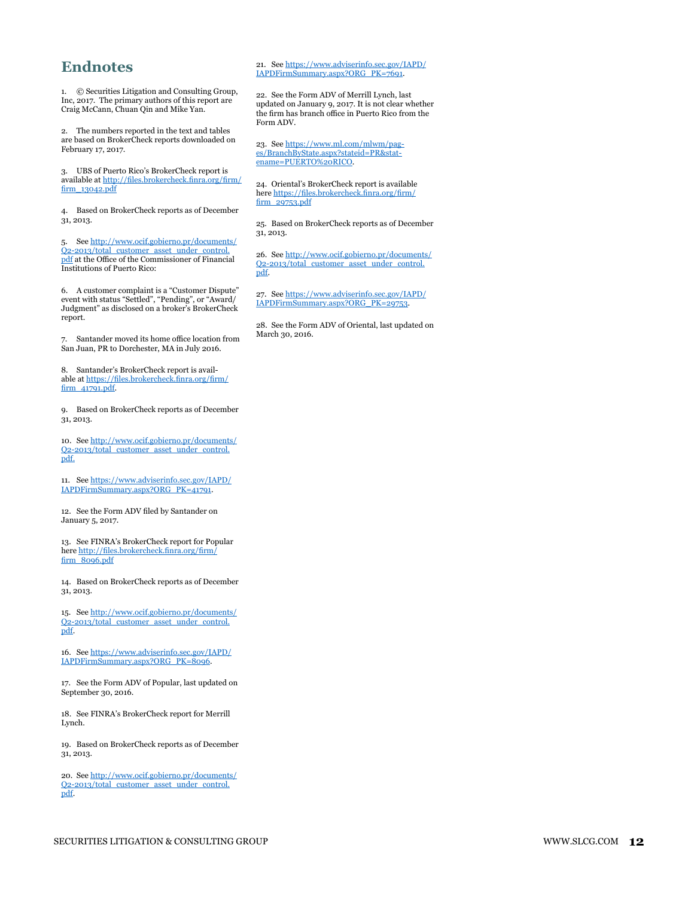# Endnotes

1. © Securities Litigation and Consulting Group, Inc, 2017. The primary authors of this report are Craig McCann, Chuan Qin and Mike Yan.

2. The numbers reported in the text and tables are based on BrokerCheck reports downloaded on February 17, 2017.

3. UBS of Puerto Rico's BrokerCheck report is available at http://files.brokercheck.finra.org/firm/firm_13042.pdf

4. Based on BrokerCheck reports as of December 31, 2013.

5. See http://www.ocif.gobierno.pr/documents/Q2-2013/total_customer_asset_under_control.pdf at the Office of the Commissioner of Financial Institutions of Puerto Rico:

6. A customer complaint is a "Customer Dispute" event with status "Settled", "Pending", or "Award/Judgment" as disclosed on a broker's BrokerCheck report.

7. Santander moved its home office location from San Juan, PR to Dorchester, MA in July 2016.

8. Santander's BrokerCheck report is available at https://files.brokercheck.finra.org/firm/firm_41791.pdf.

9. Based on BrokerCheck reports as of December 31, 2013.

10. See http://www.ocif.gobierno.pr/documents/Q2-2013/total_customer_asset_under_control.pdf.

11. See https://www.adviserinfo.sec.gov/IAPD/IAPDFirmSummary.aspx?ORG_PK=41791.

12. See the Form ADV filed by Santander on January 5, 2017.

13. See FINRA's BrokerCheck report for Popular here http://files.brokercheck.finra.org/firm/firm_8096.pdf

14. Based on BrokerCheck reports as of December 31, 2013.

15. See http://www.ocif.gobierno.pr/documents/Q2-2013/total_customer_asset_under_control.pdf.

16. See https://www.adviserinfo.sec.gov/IAPD/IAPDFirmSummary.aspx?ORG_PK=8096.

17. See the Form ADV of Popular, last updated on September 30, 2016.

18. See FINRA's BrokerCheck report for Merrill Lynch.

19. Based on BrokerCheck reports as of December 31, 2013.

20. See http://www.ocif.gobierno.pr/documents/Q2-2013/total_customer_asset_under_control.pdf.

21. See https://www.adviserinfo.sec.gov/IAPD/IAPDFirmSummary.aspx?ORG_PK=7691.

22. See the Form ADV of Merrill Lynch, last updated on January 9, 2017. It is not clear whether the firm has branch office in Puerto Rico from the Form ADV.

23. See https://www.ml.com/mlwm/pages/BranchByState.aspx?stateid=PR&statename=PUERTO%20RICO.

24. Oriental's BrokerCheck report is available here https://files.brokercheck.finra.org/firm/firm_29753.pdf

25. Based on BrokerCheck reports as of December 31, 2013.

26. See http://www.ocif.gobierno.pr/documents/Q2-2013/total_customer_asset_under_control.pdf.

27. See https://www.adviserinfo.sec.gov/IAPD/IAPDFirmSummary.aspx?ORG_PK=29753.

28. See the Form ADV of Oriental, last updated on March 30, 2016.